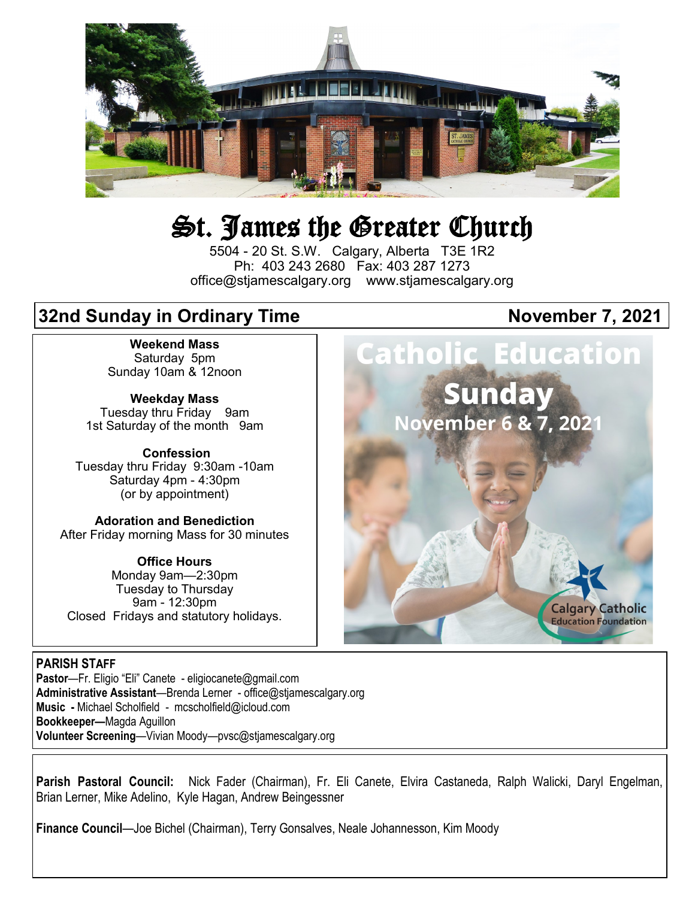# St. James the Greater Church

5504 - 20 St. S.W. Calgary, Alberta T3E 1R2
Ph: 403 243 2680 Fax: 403 287 1273
office@stjamescalgary.org www.stjamescalgary.org

## 32nd Sunday in Ordinary Time — November 7, 2021

**Weekend Mass**
Saturday 5pm
Sunday 10am & 12noon

**Weekday Mass**
Tuesday thru Friday 9am
1st Saturday of the month 9am

**Confession**
Tuesday thru Friday 9:30am -10am
Saturday 4pm - 4:30pm
(or by appointment)

**Adoration and Benediction**
After Friday morning Mass for 30 minutes

**Office Hours**
Monday 9am—2:30pm
Tuesday to Thursday
9am - 12:30pm
Closed Fridays and statutory holidays.

**Catholic Education Sunday**
**November 6 & 7, 2021**
Calgary Catholic Education Foundation

**PARISH STAFF**

**Pastor**—Fr. Eligio "Eli" Canete - eligiocanete@gmail.com
**Administrative Assistant**—Brenda Lerner - office@stjamescalgary.org
**Music -** Michael Scholfield - mcscholfield@icloud.com
**Bookkeeper—**Magda Aguillon
**Volunteer Screening**—Vivian Moody—pvsc@stjamescalgary.org

**Parish Pastoral Council:** Nick Fader (Chairman), Fr. Eli Canete, Elvira Castaneda, Ralph Walicki, Daryl Engelman, Brian Lerner, Mike Adelino, Kyle Hagan, Andrew Beingessner

**Finance Council**—Joe Bichel (Chairman), Terry Gonsalves, Neale Johannesson, Kim Moody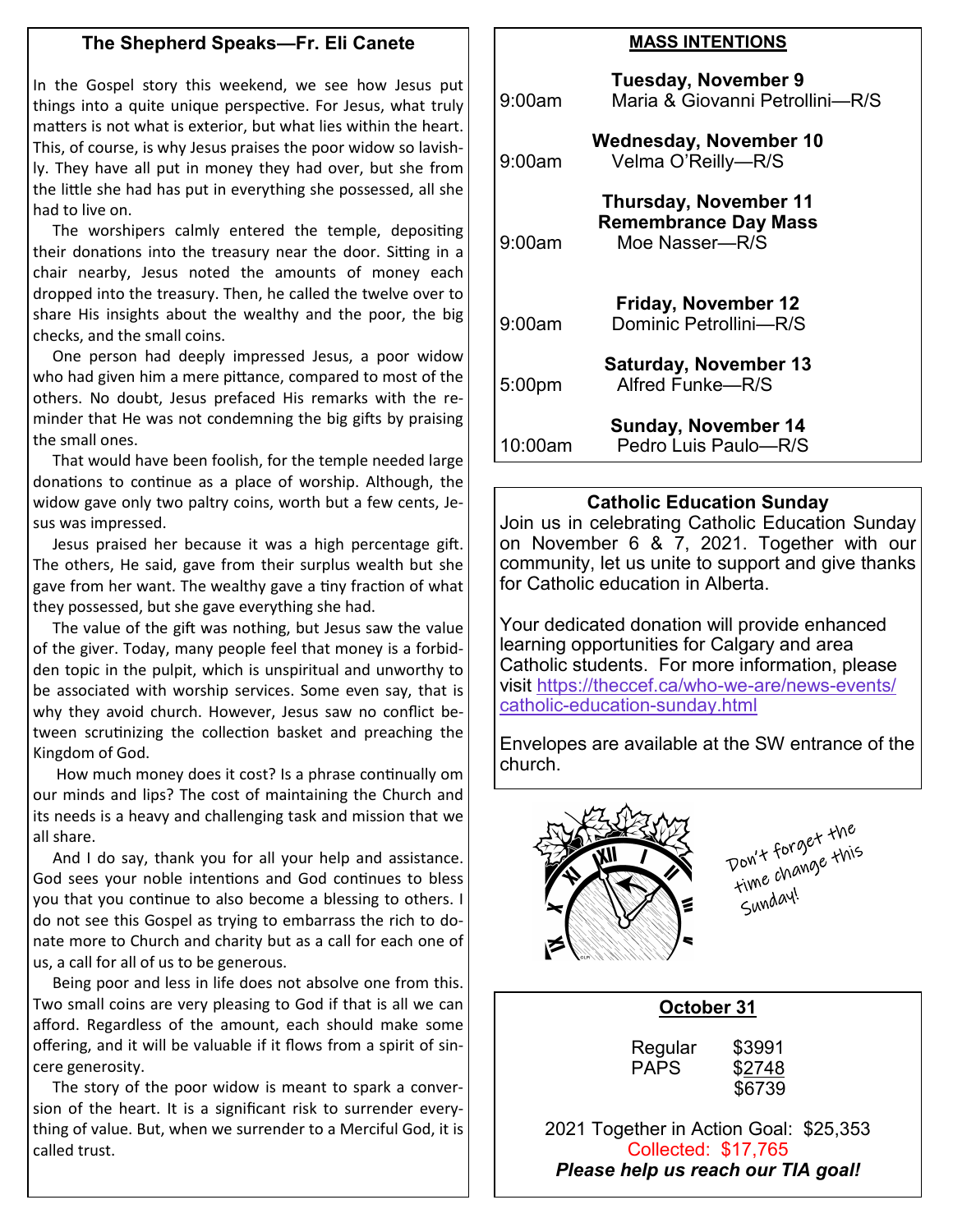## The Shepherd Speaks—Fr. Eli Canete

In the Gospel story this weekend, we see how Jesus put things into a quite unique perspective. For Jesus, what truly matters is not what is exterior, but what lies within the heart. This, of course, is why Jesus praises the poor widow so lavishly. They have all put in money they had over, but she from the little she had has put in everything she possessed, all she had to live on.

The worshipers calmly entered the temple, depositing their donations into the treasury near the door. Sitting in a chair nearby, Jesus noted the amounts of money each dropped into the treasury. Then, he called the twelve over to share His insights about the wealthy and the poor, the big checks, and the small coins.

One person had deeply impressed Jesus, a poor widow who had given him a mere pittance, compared to most of the others. No doubt, Jesus prefaced His remarks with the reminder that He was not condemning the big gifts by praising the small ones.

That would have been foolish, for the temple needed large donations to continue as a place of worship. Although, the widow gave only two paltry coins, worth but a few cents, Jesus was impressed.

Jesus praised her because it was a high percentage gift. The others, He said, gave from their surplus wealth but she gave from her want. The wealthy gave a tiny fraction of what they possessed, but she gave everything she had.

The value of the gift was nothing, but Jesus saw the value of the giver. Today, many people feel that money is a forbidden topic in the pulpit, which is unspiritual and unworthy to be associated with worship services. Some even say, that is why they avoid church. However, Jesus saw no conflict between scrutinizing the collection basket and preaching the Kingdom of God.

How much money does it cost? Is a phrase continually om our minds and lips? The cost of maintaining the Church and its needs is a heavy and challenging task and mission that we all share.

And I do say, thank you for all your help and assistance. God sees your noble intentions and God continues to bless you that you continue to also become a blessing to others. I do not see this Gospel as trying to embarrass the rich to donate more to Church and charity but as a call for each one of us, a call for all of us to be generous.

Being poor and less in life does not absolve one from this. Two small coins are very pleasing to God if that is all we can afford. Regardless of the amount, each should make some offering, and it will be valuable if it flows from a spirit of sincere generosity.

The story of the poor widow is meant to spark a conversion of the heart. It is a significant risk to surrender everything of value. But, when we surrender to a Merciful God, it is called trust.

## MASS INTENTIONS

**Tuesday, November 9**
9:00am Maria & Giovanni Petrollini—R/S

**Wednesday, November 10**
9:00am Velma O'Reilly—R/S

**Thursday, November 11**
**Remembrance Day Mass**
9:00am Moe Nasser—R/S

**Friday, November 12**
9:00am Dominic Petrollini—R/S

**Saturday, November 13**
5:00pm Alfred Funke—R/S

**Sunday, November 14**
10:00am Pedro Luis Paulo—R/S

## Catholic Education Sunday

Join us in celebrating Catholic Education Sunday on November 6 & 7, 2021. Together with our community, let us unite to support and give thanks for Catholic education in Alberta.

Your dedicated donation will provide enhanced learning opportunities for Calgary and area Catholic students. For more information, please visit https://theccef.ca/who-we-are/news-events/catholic-education-sunday.html

Envelopes are available at the SW entrance of the church.

Don't forget the time change this Sunday!

## October 31

| | |
|---|---|
| Regular | $3991 |
| PAPS | $2748 |
| | $6739 |

2021 Together in Action Goal: $25,353
Collected: $17,765
***Please help us reach our TIA goal!***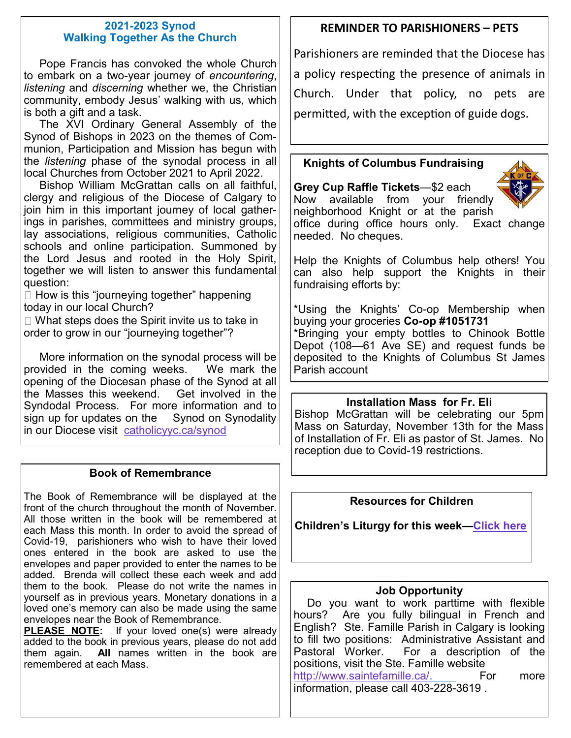## 2021-2023 Synod
## Walking Together As the Church

Pope Francis has convoked the whole Church to embark on a two-year journey of *encountering*, *listening* and *discerning* whether we, the Christian community, embody Jesus' walking with us, which is both a gift and a task.

The XVI Ordinary General Assembly of the Synod of Bishops in 2023 on the themes of Communion, Participation and Mission has begun with the *listening* phase of the synodal process in all local Churches from October 2021 to April 2022.

Bishop William McGrattan calls on all faithful, clergy and religious of the Diocese of Calgary to join him in this important journey of local gatherings in parishes, committees and ministry groups, lay associations, religious communities, Catholic schools and online participation. Summoned by the Lord Jesus and rooted in the Holy Spirit, together we will listen to answer this fundamental question:

- How is this "journeying together" happening today in our local Church?
- What steps does the Spirit invite us to take in order to grow in our "journeying together"?

More information on the synodal process will be provided in the coming weeks. We mark the opening of the Diocesan phase of the Synod at all the Masses this weekend. Get involved in the Syndodal Process. For more information and to sign up for updates on the Synod on Synodality in our Diocese visit catholicyyc.ca/synod

### Book of Remembrance

The Book of Remembrance will be displayed at the front of the church throughout the month of November. All those written in the book will be remembered at each Mass this month. In order to avoid the spread of Covid-19, parishioners who wish to have their loved ones entered in the book are asked to use the envelopes and paper provided to enter the names to be added. Brenda will collect these each week and add them to the book. Please do not write the names in yourself as in previous years. Monetary donations in a loved one's memory can also be made using the same envelopes near the Book of Remembrance.

**PLEASE NOTE:** If your loved one(s) were already added to the book in previous years, please do not add them again. **All** names written in the book are remembered at each Mass.

### REMINDER TO PARISHIONERS – PETS

Parishioners are reminded that the Diocese has a policy respecting the presence of animals in Church. Under that policy, no pets are permitted, with the exception of guide dogs.

### Knights of Columbus Fundraising

**Grey Cup Raffle Tickets**—$2 each
Now available from your friendly neighborhood Knight or at the parish office during office hours only. Exact change needed. No cheques.

Help the Knights of Columbus help others! You can also help support the Knights in their fundraising efforts by:

*Using the Knights' Co-op Membership when buying your groceries **Co-op #1051731**
*Bringing your empty bottles to Chinook Bottle Depot (108—61 Ave SE) and request funds be deposited to the Knights of Columbus St James Parish account

### Installation Mass for Fr. Eli

Bishop McGrattan will be celebrating our 5pm Mass on Saturday, November 13th for the Mass of Installation of Fr. Eli as pastor of St. James. No reception due to Covid-19 restrictions.

### Resources for Children

**Children's Liturgy for this week—Click here**

### Job Opportunity

Do you want to work parttime with flexible hours? Are you fully bilingual in French and English? Ste. Famille Parish in Calgary is looking to fill two positions: Administrative Assistant and Pastoral Worker. For a description of the positions, visit the Ste. Famille website http://www.saintefamille.ca/. For more information, please call 403-228-3619 .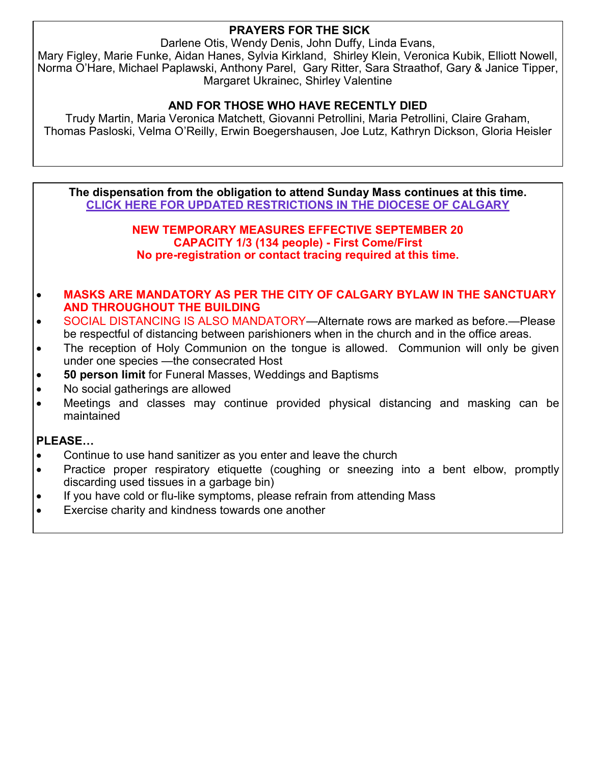**PRAYERS FOR THE SICK**

Darlene Otis, Wendy Denis, John Duffy, Linda Evans, Mary Figley, Marie Funke, Aidan Hanes, Sylvia Kirkland, Shirley Klein, Veronica Kubik, Elliott Nowell, Norma O'Hare, Michael Paplawski, Anthony Parel, Gary Ritter, Sara Straathof, Gary & Janice Tipper, Margaret Ukrainec, Shirley Valentine

**AND FOR THOSE WHO HAVE RECENTLY DIED**

Trudy Martin, Maria Veronica Matchett, Giovanni Petrollini, Maria Petrollini, Claire Graham, Thomas Pasloski, Velma O'Reilly, Erwin Boegershausen, Joe Lutz, Kathryn Dickson, Gloria Heisler

---

**The dispensation from the obligation to attend Sunday Mass continues at this time.**
**CLICK HERE FOR UPDATED RESTRICTIONS IN THE DIOCESE OF CALGARY**

**NEW TEMPORARY MEASURES EFFECTIVE SEPTEMBER 20**
**CAPACITY 1/3 (134 people) - First Come/First**
**No pre-registration or contact tracing required at this time.**

- **MASKS ARE MANDATORY AS PER THE CITY OF CALGARY BYLAW IN THE SANCTUARY AND THROUGHOUT THE BUILDING**
- SOCIAL DISTANCING IS ALSO MANDATORY—Alternate rows are marked as before.—Please be respectful of distancing between parishioners when in the church and in the office areas.
- The reception of Holy Communion on the tongue is allowed. Communion will only be given under one species —the consecrated Host
- **50 person limit** for Funeral Masses, Weddings and Baptisms
- No social gatherings are allowed
- Meetings and classes may continue provided physical distancing and masking can be maintained

**PLEASE…**

- Continue to use hand sanitizer as you enter and leave the church
- Practice proper respiratory etiquette (coughing or sneezing into a bent elbow, promptly discarding used tissues in a garbage bin)
- If you have cold or flu-like symptoms, please refrain from attending Mass
- Exercise charity and kindness towards one another